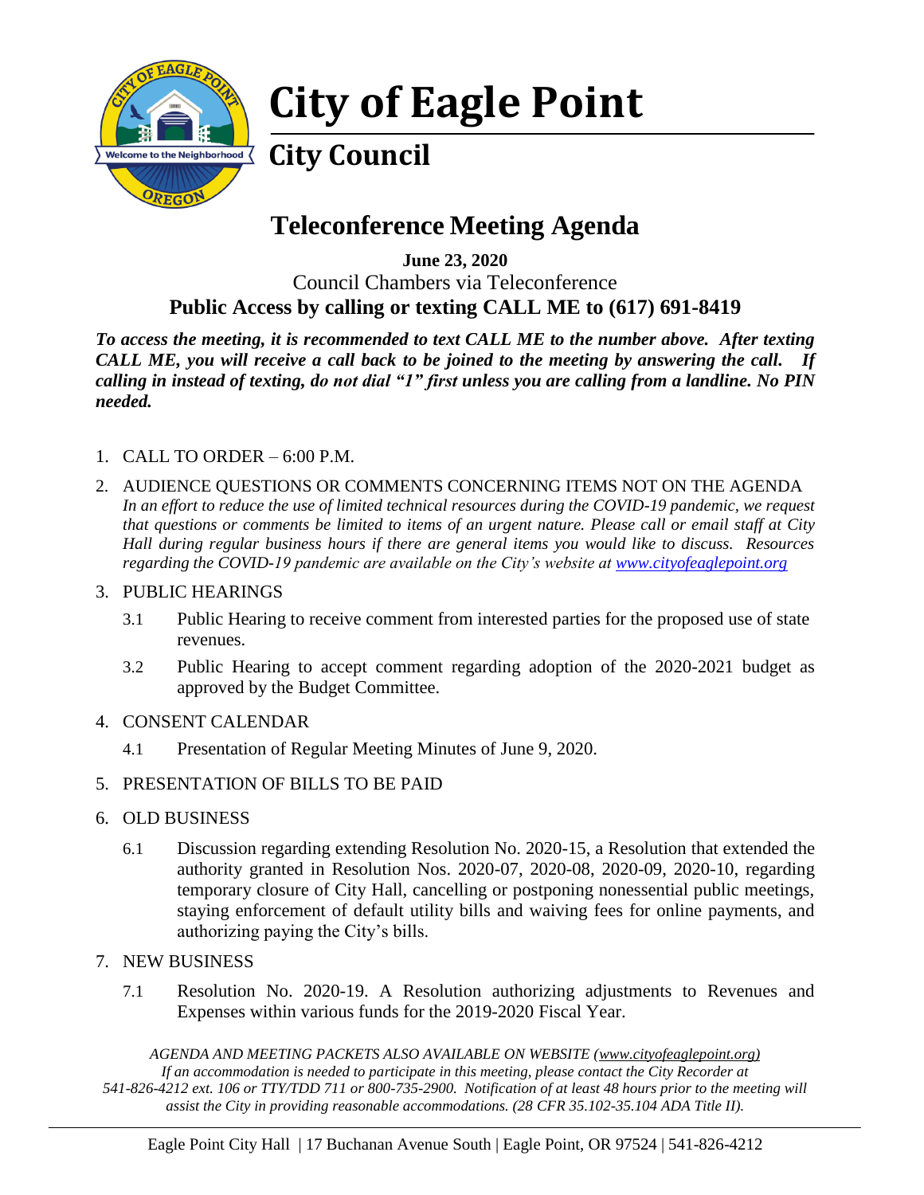# City of Eagle Point

## City Council

## Teleconference Meeting Agenda

**June 23, 2020**

Council Chambers via Teleconference

**Public Access by calling or texting CALL ME to (617) 691-8419**

***To access the meeting, it is recommended to text CALL ME to the number above. After texting CALL ME, you will receive a call back to be joined to the meeting by answering the call. If calling in instead of texting, do not dial "1" first unless you are calling from a landline. No PIN needed.***

1. CALL TO ORDER – 6:00 P.M.
2. AUDIENCE QUESTIONS OR COMMENTS CONCERNING ITEMS NOT ON THE AGENDA
   *In an effort to reduce the use of limited technical resources during the COVID-19 pandemic, we request that questions or comments be limited to items of an urgent nature. Please call or email staff at City Hall during regular business hours if there are general items you would like to discuss. Resources regarding the COVID-19 pandemic are available on the City's website at www.cityofeaglepoint.org*
3. PUBLIC HEARINGS
   - 3.1 Public Hearing to receive comment from interested parties for the proposed use of state revenues.
   - 3.2 Public Hearing to accept comment regarding adoption of the 2020-2021 budget as approved by the Budget Committee.
4. CONSENT CALENDAR
   - 4.1 Presentation of Regular Meeting Minutes of June 9, 2020.
5. PRESENTATION OF BILLS TO BE PAID
6. OLD BUSINESS
   - 6.1 Discussion regarding extending Resolution No. 2020-15, a Resolution that extended the authority granted in Resolution Nos. 2020-07, 2020-08, 2020-09, 2020-10, regarding temporary closure of City Hall, cancelling or postponing nonessential public meetings, staying enforcement of default utility bills and waiving fees for online payments, and authorizing paying the City's bills.
7. NEW BUSINESS
   - 7.1 Resolution No. 2020-19. A Resolution authorizing adjustments to Revenues and Expenses within various funds for the 2019-2020 Fiscal Year.

*AGENDA AND MEETING PACKETS ALSO AVAILABLE ON WEBSITE (www.cityofeaglepoint.org)*
*If an accommodation is needed to participate in this meeting, please contact the City Recorder at 541-826-4212 ext. 106 or TTY/TDD 711 or 800-735-2900. Notification of at least 48 hours prior to the meeting will assist the City in providing reasonable accommodations. (28 CFR 35.102-35.104 ADA Title II).*

Eagle Point City Hall | 17 Buchanan Avenue South | Eagle Point, OR 97524 | 541-826-4212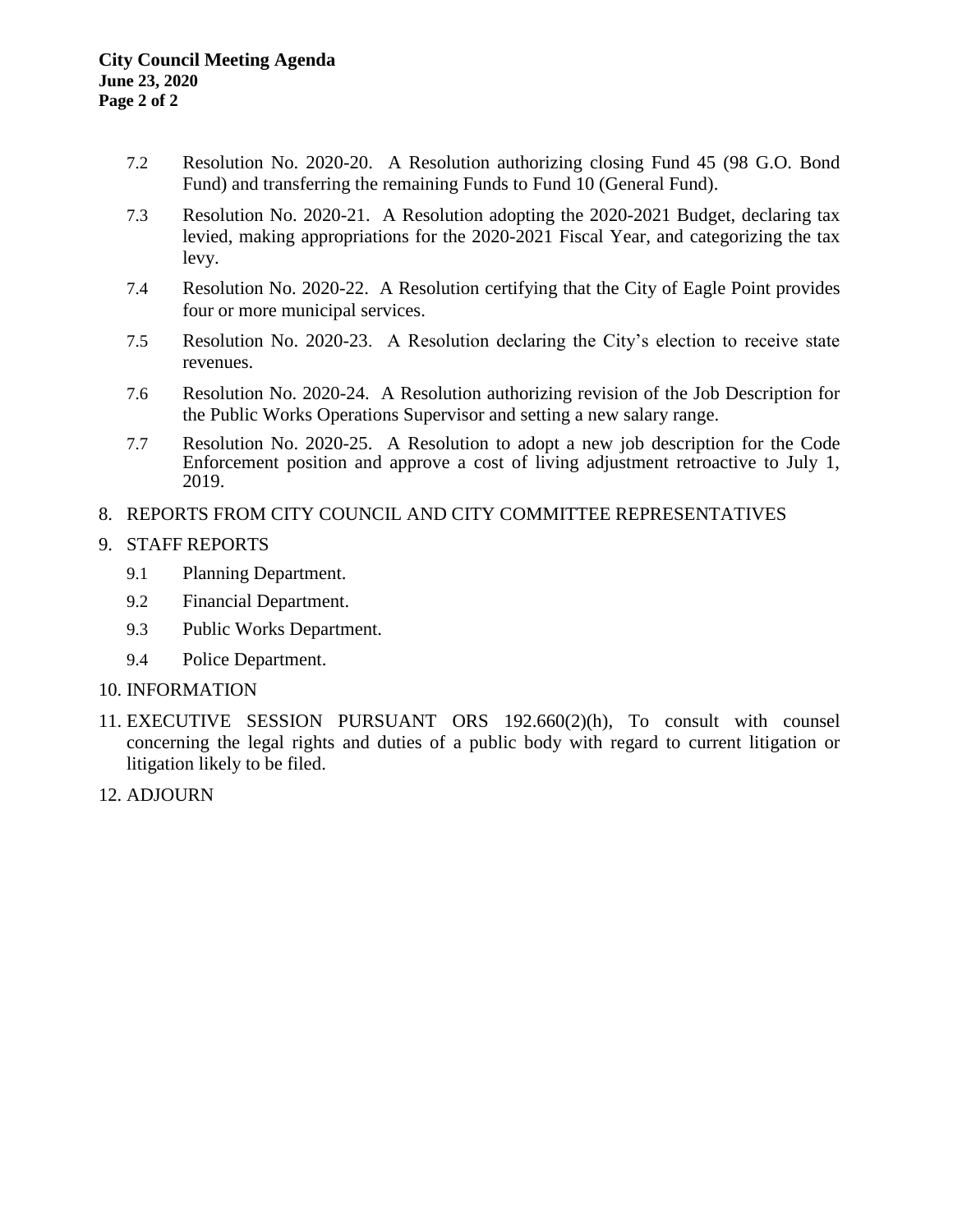7.2 Resolution No. 2020-20. A Resolution authorizing closing Fund 45 (98 G.O. Bond Fund) and transferring the remaining Funds to Fund 10 (General Fund).

7.3 Resolution No. 2020-21. A Resolution adopting the 2020-2021 Budget, declaring tax levied, making appropriations for the 2020-2021 Fiscal Year, and categorizing the tax levy.

7.4 Resolution No. 2020-22. A Resolution certifying that the City of Eagle Point provides four or more municipal services.

7.5 Resolution No. 2020-23. A Resolution declaring the City's election to receive state revenues.

7.6 Resolution No. 2020-24. A Resolution authorizing revision of the Job Description for the Public Works Operations Supervisor and setting a new salary range.

7.7 Resolution No. 2020-25. A Resolution to adopt a new job description for the Code Enforcement position and approve a cost of living adjustment retroactive to July 1, 2019.

8. REPORTS FROM CITY COUNCIL AND CITY COMMITTEE REPRESENTATIVES

9. STAFF REPORTS

9.1 Planning Department.

9.2 Financial Department.

9.3 Public Works Department.

9.4 Police Department.

10. INFORMATION

11. EXECUTIVE SESSION PURSUANT ORS 192.660(2)(h), To consult with counsel concerning the legal rights and duties of a public body with regard to current litigation or litigation likely to be filed.

12. ADJOURN